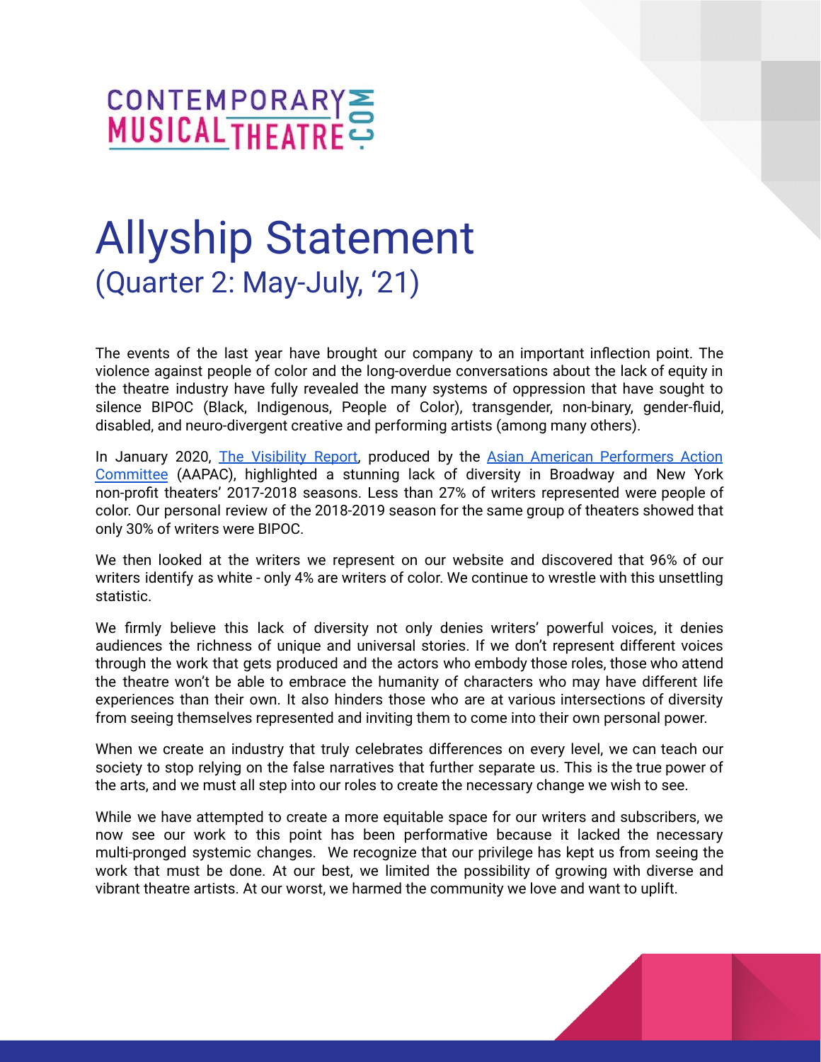CONTEMPORARY MUSICAL THEATRE.COM

# Allyship Statement

## (Quarter 2: May-July, '21)

The events of the last year have brought our company to an important inflection point. The violence against people of color and the long-overdue conversations about the lack of equity in the theatre industry have fully revealed the many systems of oppression that have sought to silence BIPOC (Black, Indigenous, People of Color), transgender, non-binary, gender-fluid, disabled, and neuro-divergent creative and performing artists (among many others).

In January 2020, [The Visibility Report](), produced by the [Asian American Performers Action Committee]() (AAPAC), highlighted a stunning lack of diversity in Broadway and New York non-profit theaters' 2017-2018 seasons. Less than 27% of writers represented were people of color. Our personal review of the 2018-2019 season for the same group of theaters showed that only 30% of writers were BIPOC.

We then looked at the writers we represent on our website and discovered that 96% of our writers identify as white - only 4% are writers of color. We continue to wrestle with this unsettling statistic.

We firmly believe this lack of diversity not only denies writers' powerful voices, it denies audiences the richness of unique and universal stories. If we don't represent different voices through the work that gets produced and the actors who embody those roles, those who attend the theatre won't be able to embrace the humanity of characters who may have different life experiences than their own. It also hinders those who are at various intersections of diversity from seeing themselves represented and inviting them to come into their own personal power.

When we create an industry that truly celebrates differences on every level, we can teach our society to stop relying on the false narratives that further separate us. This is the true power of the arts, and we must all step into our roles to create the necessary change we wish to see.

While we have attempted to create a more equitable space for our writers and subscribers, we now see our work to this point has been performative because it lacked the necessary multi-pronged systemic changes. We recognize that our privilege has kept us from seeing the work that must be done. At our best, we limited the possibility of growing with diverse and vibrant theatre artists. At our worst, we harmed the community we love and want to uplift.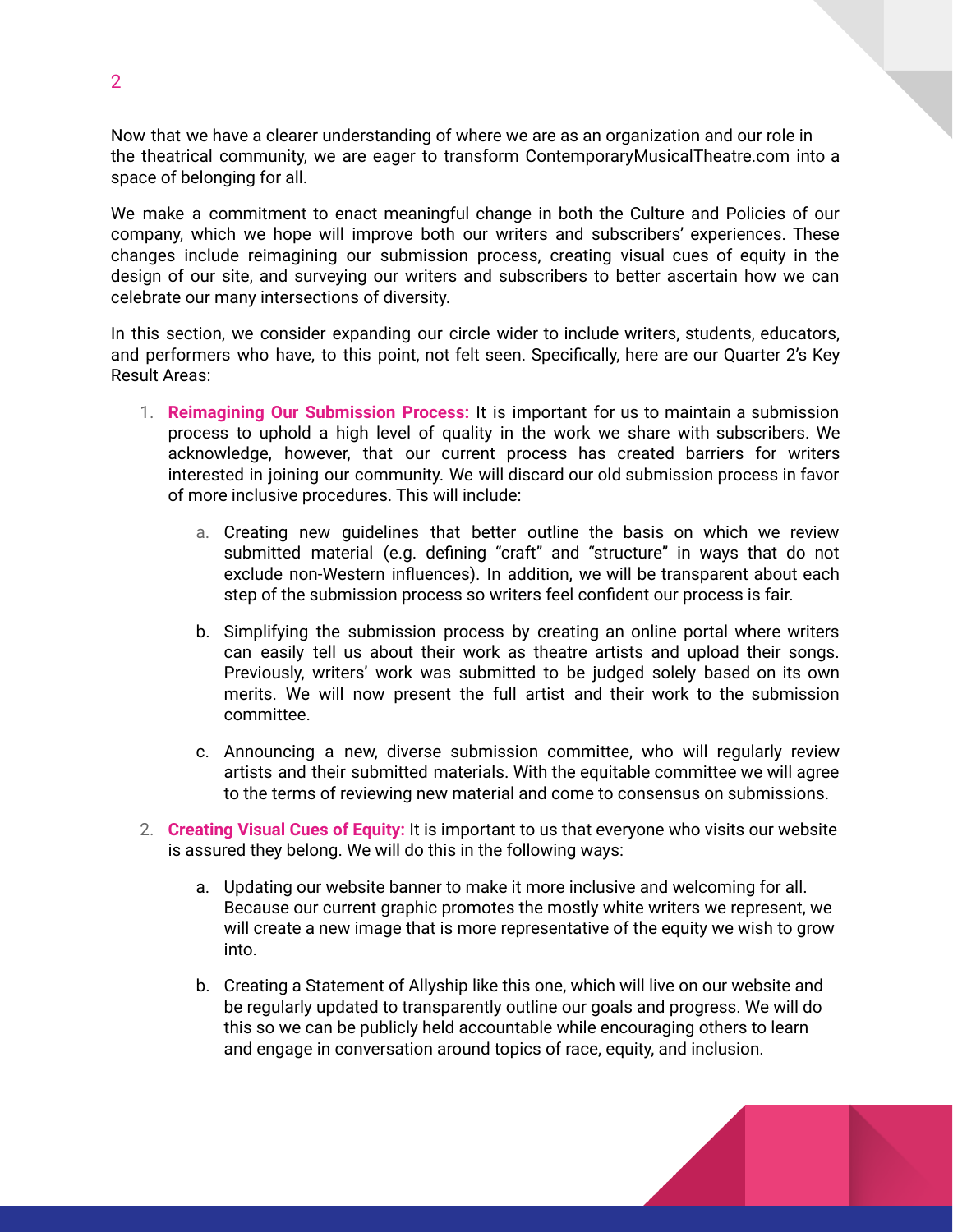Now that we have a clearer understanding of where we are as an organization and our role in the theatrical community, we are eager to transform ContemporaryMusicalTheatre.com into a space of belonging for all.

We make a commitment to enact meaningful change in both the Culture and Policies of our company, which we hope will improve both our writers and subscribers' experiences. These changes include reimagining our submission process, creating visual cues of equity in the design of our site, and surveying our writers and subscribers to better ascertain how we can celebrate our many intersections of diversity.

In this section, we consider expanding our circle wider to include writers, students, educators, and performers who have, to this point, not felt seen. Specifically, here are our Quarter 2's Key Result Areas:

1. **Reimagining Our Submission Process:** It is important for us to maintain a submission process to uphold a high level of quality in the work we share with subscribers. We acknowledge, however, that our current process has created barriers for writers interested in joining our community. We will discard our old submission process in favor of more inclusive procedures. This will include:

    a. Creating new guidelines that better outline the basis on which we review submitted material (e.g. defining "craft" and "structure" in ways that do not exclude non-Western influences). In addition, we will be transparent about each step of the submission process so writers feel confident our process is fair.

    b. Simplifying the submission process by creating an online portal where writers can easily tell us about their work as theatre artists and upload their songs. Previously, writers' work was submitted to be judged solely based on its own merits. We will now present the full artist and their work to the submission committee.

    c. Announcing a new, diverse submission committee, who will regularly review artists and their submitted materials. With the equitable committee we will agree to the terms of reviewing new material and come to consensus on submissions.

2. **Creating Visual Cues of Equity:** It is important to us that everyone who visits our website is assured they belong. We will do this in the following ways:

    a. Updating our website banner to make it more inclusive and welcoming for all. Because our current graphic promotes the mostly white writers we represent, we will create a new image that is more representative of the equity we wish to grow into.

    b. Creating a Statement of Allyship like this one, which will live on our website and be regularly updated to transparently outline our goals and progress. We will do this so we can be publicly held accountable while encouraging others to learn and engage in conversation around topics of race, equity, and inclusion.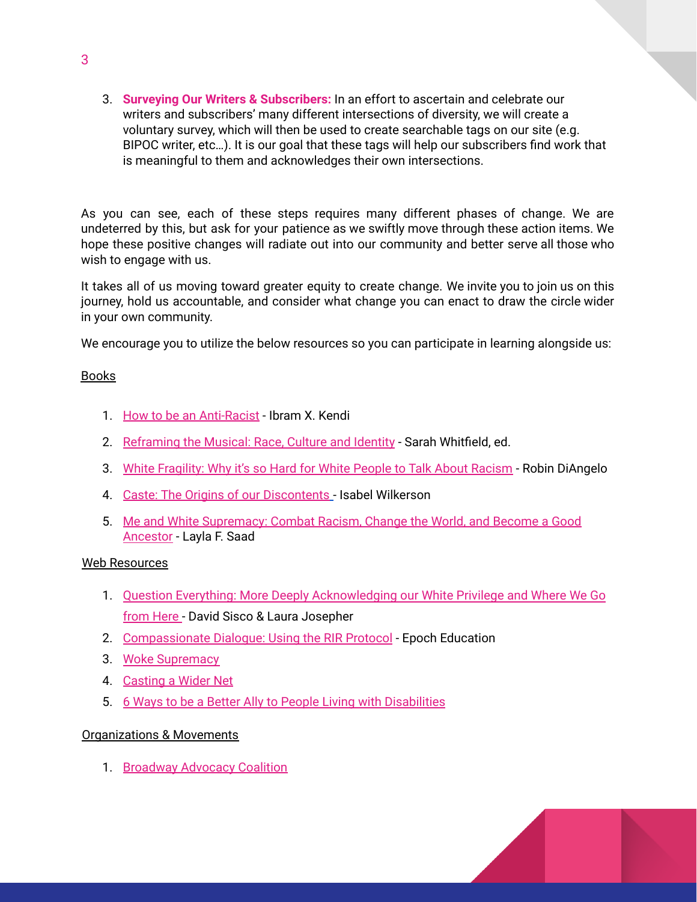3. **Surveying Our Writers & Subscribers:** In an effort to ascertain and celebrate our writers and subscribers' many different intersections of diversity, we will create a voluntary survey, which will then be used to create searchable tags on our site (e.g. BIPOC writer, etc…). It is our goal that these tags will help our subscribers find work that is meaningful to them and acknowledges their own intersections.

As you can see, each of these steps requires many different phases of change. We are undeterred by this, but ask for your patience as we swiftly move through these action items. We hope these positive changes will radiate out into our community and better serve all those who wish to engage with us.

It takes all of us moving toward greater equity to create change. We invite you to join us on this journey, hold us accountable, and consider what change you can enact to draw the circle wider in your own community.

We encourage you to utilize the below resources so you can participate in learning alongside us:

Books

1. How to be an Anti-Racist - Ibram X. Kendi
2. Reframing the Musical: Race, Culture and Identity - Sarah Whitfield, ed.
3. White Fragility: Why it's so Hard for White People to Talk About Racism - Robin DiAngelo
4. Caste: The Origins of our Discontents - Isabel Wilkerson
5. Me and White Supremacy: Combat Racism, Change the World, and Become a Good Ancestor - Layla F. Saad

Web Resources

1. Question Everything: More Deeply Acknowledging our White Privilege and Where We Go from Here - David Sisco & Laura Josepher
2. Compassionate Dialogue: Using the RIR Protocol - Epoch Education
3. Woke Supremacy
4. Casting a Wider Net
5. 6 Ways to be a Better Ally to People Living with Disabilities

Organizations & Movements

1. Broadway Advocacy Coalition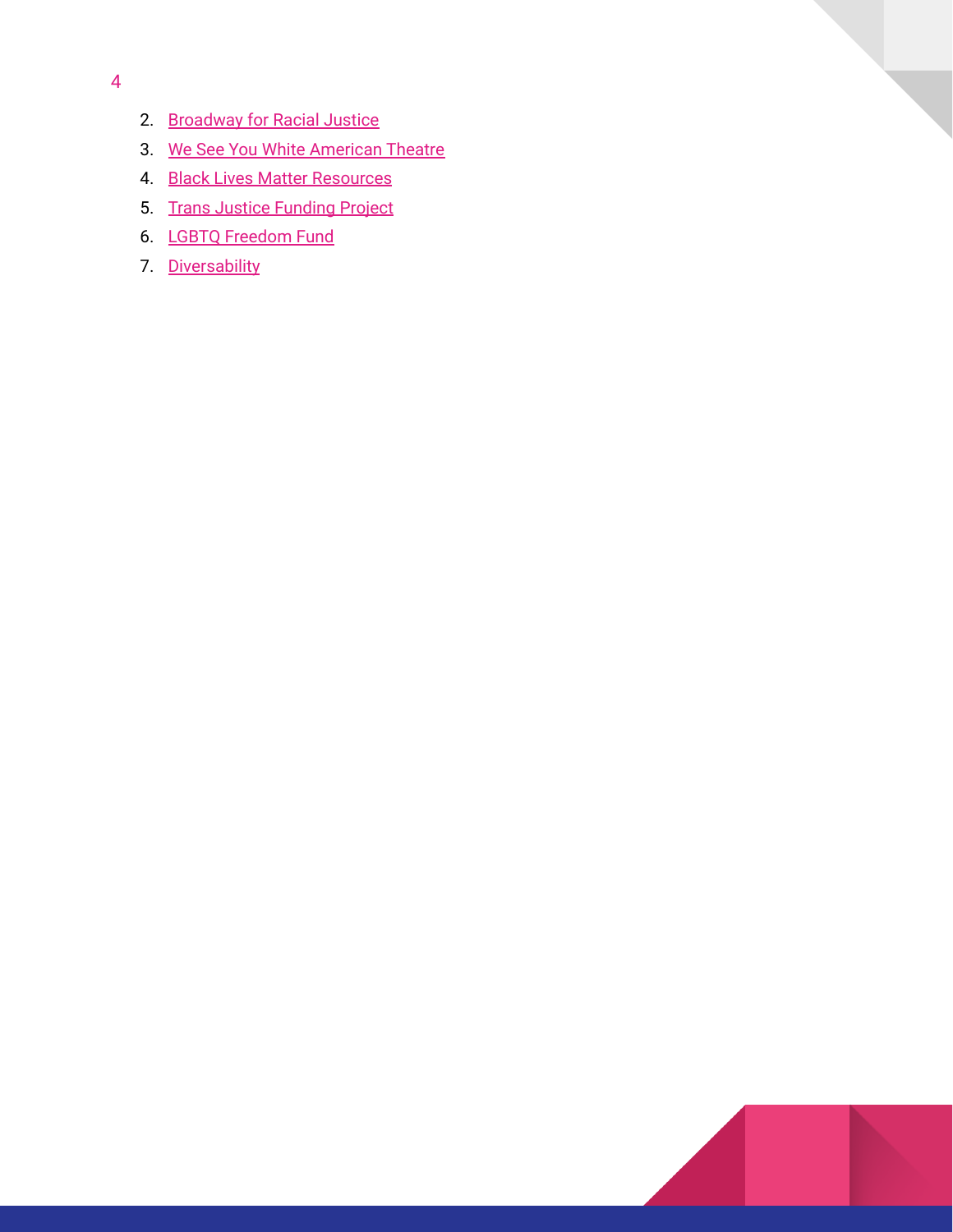2. Broadway for Racial Justice
3. We See You White American Theatre
4. Black Lives Matter Resources
5. Trans Justice Funding Project
6. LGBTQ Freedom Fund
7. Diversability